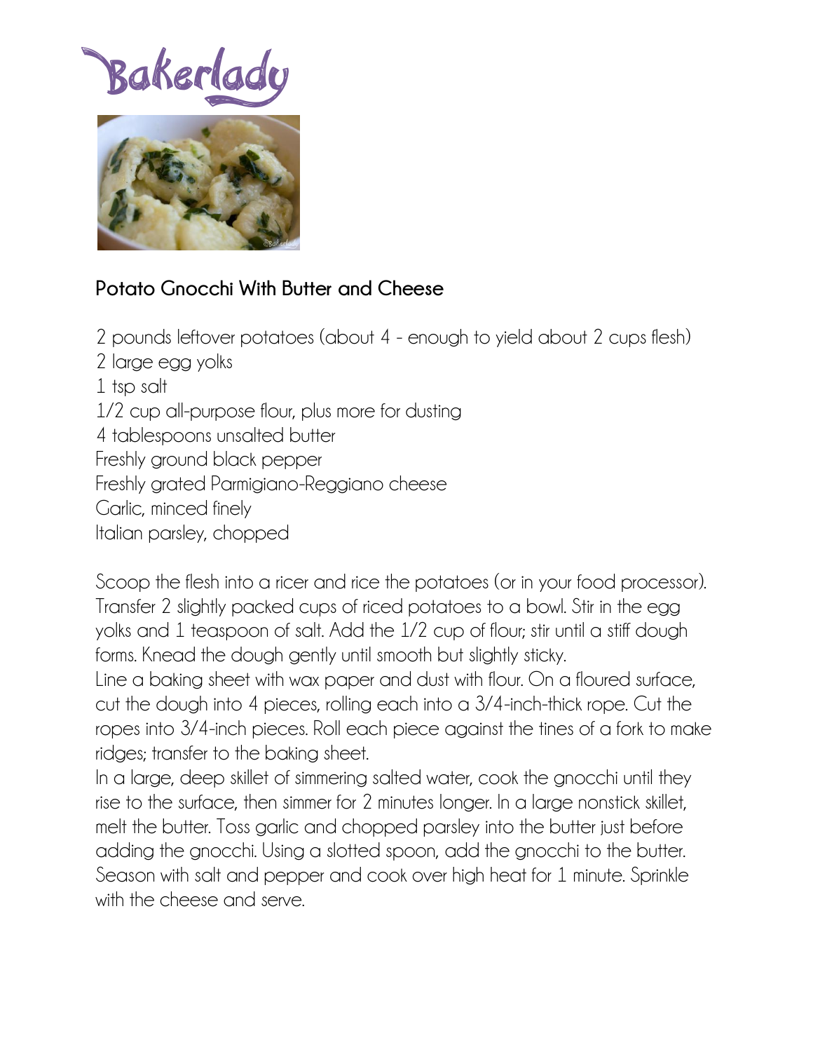Bakerlady

## Potato Gnocchi With Butter and Cheese

2 pounds leftover potatoes (about 4 - enough to yield about 2 cups flesh)
2 large egg yolks
1 tsp salt
1/2 cup all-purpose flour, plus more for dusting
4 tablespoons unsalted butter
Freshly ground black pepper
Freshly grated Parmigiano-Reggiano cheese
Garlic, minced finely
Italian parsley, chopped

Scoop the flesh into a ricer and rice the potatoes (or in your food processor). Transfer 2 slightly packed cups of riced potatoes to a bowl. Stir in the egg yolks and 1 teaspoon of salt. Add the 1/2 cup of flour; stir until a stiff dough forms. Knead the dough gently until smooth but slightly sticky.

Line a baking sheet with wax paper and dust with flour. On a floured surface, cut the dough into 4 pieces, rolling each into a 3/4-inch-thick rope. Cut the ropes into 3/4-inch pieces. Roll each piece against the tines of a fork to make ridges; transfer to the baking sheet.

In a large, deep skillet of simmering salted water, cook the gnocchi until they rise to the surface, then simmer for 2 minutes longer. In a large nonstick skillet, melt the butter. Toss garlic and chopped parsley into the butter just before adding the gnocchi. Using a slotted spoon, add the gnocchi to the butter. Season with salt and pepper and cook over high heat for 1 minute. Sprinkle with the cheese and serve.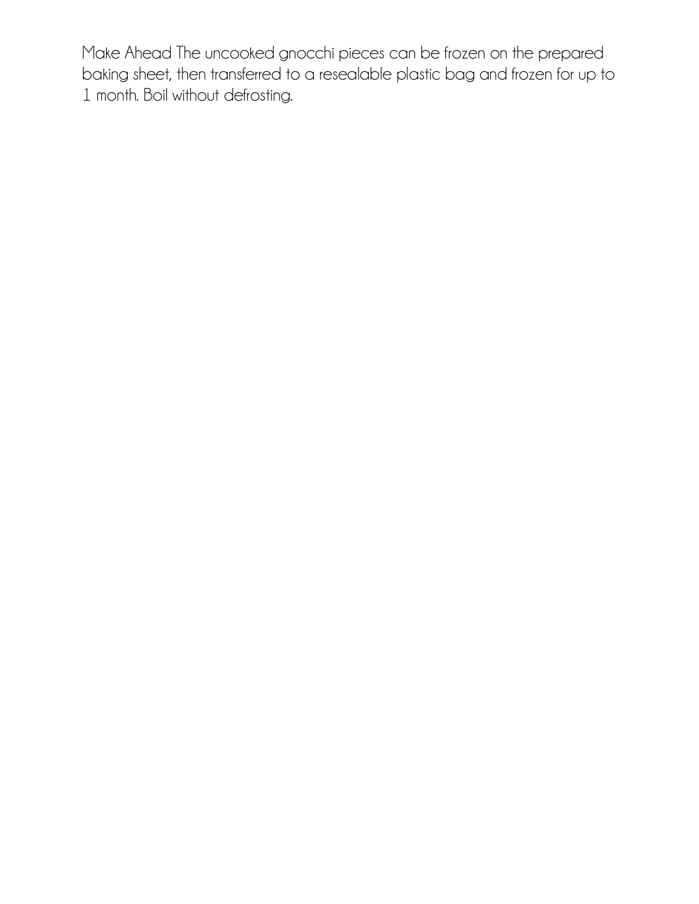Make Ahead The uncooked gnocchi pieces can be frozen on the prepared baking sheet, then transferred to a resealable plastic bag and frozen for up to 1 month. Boil without defrosting.